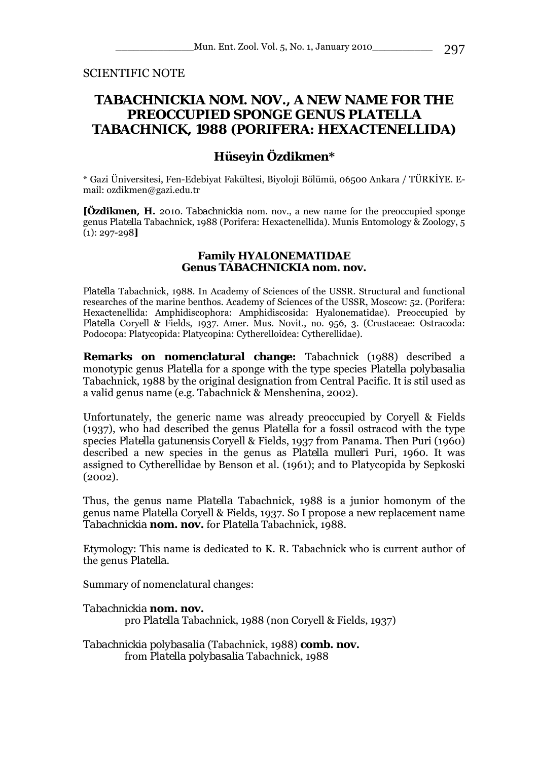SCIENTIFIC NOTE

# TABACHNICKIA NOM. NOV., A NEW NAME FOR THE PREOCCUPIED SPONGE GENUS PLATELLA TABACHNICK, 1988 (PORIFERA: HEXACTENELLIDA)

## Hüseyin Özdikmen*

\* Gazi Üniversitesi, Fen-Edebiyat Fakültesi, Biyoloji Bölümü, 06500 Ankara / TÜRKİYE. E-mail: ozdikmen@gazi.edu.tr

**[Özdikmen, H.** 2010. *Tabachnickia* nom. nov., a new name for the preoccupied sponge genus *Platella* Tabachnick, 1988 (Porifera: Hexactenellida). Munis Entomology & Zoology, 5 (1): 297-298**]**

### Family HYALONEMATIDAE
### Genus TABACHNICKIA nom. nov.

*Platella* Tabachnick, 1988. In Academy of Sciences of the USSR. Structural and functional researches of the marine benthos. Academy of Sciences of the USSR, Moscow: 52. (Porifera: Hexactenellida: Amphidiscophora: Amphidiscosida: Hyalonematidae). Preoccupied by *Platella* Coryell & Fields, 1937. Amer. Mus. Novit., no. 956, 3. (Crustaceae: Ostracoda: Podocopa: Platycopida: Platycopina: Cytherelloidea: Cytherellidae).

**Remarks on nomenclatural change:** Tabachnick (1988) described a monotypic genus *Platella* for a sponge with the type species *Platella polybasalia* Tabachnick, 1988 by the original designation from Central Pacific. It is stil used as a valid genus name (e.g. Tabachnick & Menshenina, 2002).

Unfortunately, the generic name was already preoccupied by Coryell & Fields (1937), who had described the genus *Platella* for a fossil ostracod with the type species *Platella gatunensis* Coryell & Fields, 1937 from Panama. Then Puri (1960) described a new species in the genus as *Platella mulleri* Puri, 1960. It was assigned to Cytherellidae by Benson et al. (1961); and to Platycopida by Sepkoski (2002).

Thus, the genus name *Platella* Tabachnick, 1988 is a junior homonym of the genus name *Platella* Coryell & Fields, 1937. So I propose a new replacement name *Tabachnickia* **nom. nov.** for *Platella* Tabachnick, 1988.

Etymology: This name is dedicated to K. R. Tabachnick who is current author of the genus *Platella*.

Summary of nomenclatural changes:

*Tabachnickia* **nom. nov.**
pro *Platella* Tabachnick, 1988 (non Coryell & Fields, 1937)

*Tabachnickia polybasalia* (Tabachnick, 1988) **comb. nov.**
from *Platella polybasalia* Tabachnick, 1988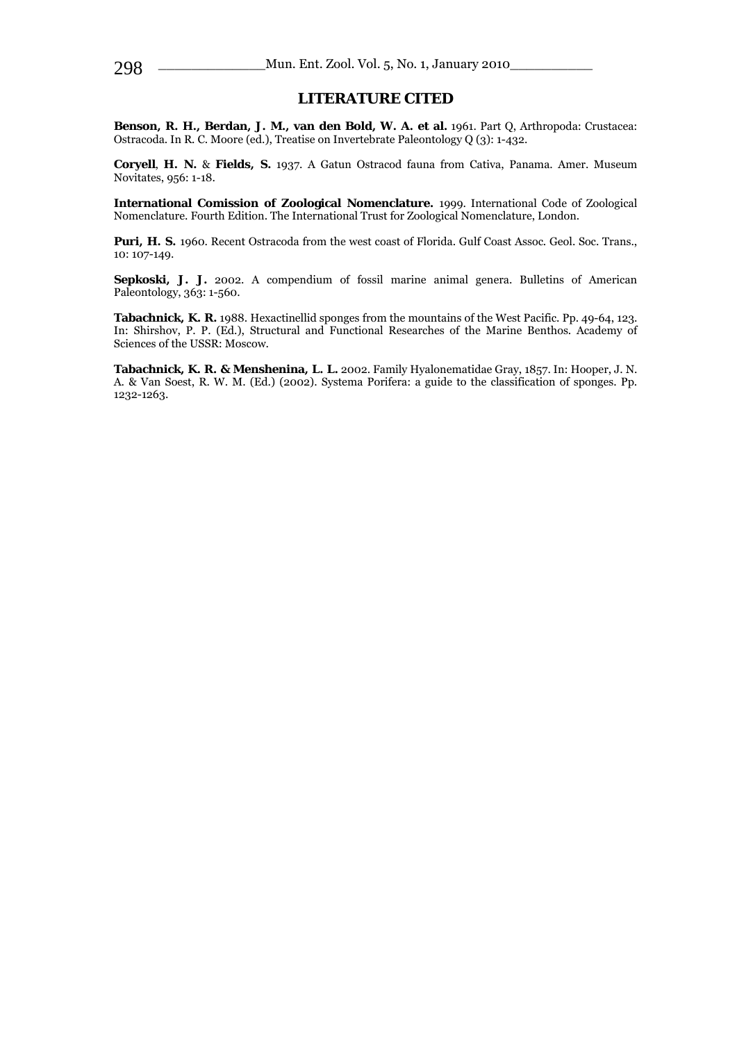## LITERATURE CITED

**Benson, R. H., Berdan, J. M., van den Bold, W. A. et al.** 1961. Part Q, Arthropoda: Crustacea: Ostracoda. In R. C. Moore (ed.), Treatise on Invertebrate Paleontology Q (3): 1-432.

**Coryell**, **H. N.** & **Fields, S.** 1937. A Gatun Ostracod fauna from Cativa, Panama. Amer. Museum Novitates, 956: 1-18.

**International Comission of Zoological Nomenclature.** 1999. International Code of Zoological Nomenclature. Fourth Edition. The International Trust for Zoological Nomenclature, London.

**Puri, H. S.** 1960. Recent Ostracoda from the west coast of Florida. Gulf Coast Assoc. Geol. Soc. Trans., 10: 107-149.

**Sepkoski, J. J.** 2002. A compendium of fossil marine animal genera. Bulletins of American Paleontology, 363: 1-560.

**Tabachnick, K. R.** 1988. Hexactinellid sponges from the mountains of the West Pacific. Pp. 49-64, 123. In: Shirshov, P. P. (Ed.), Structural and Functional Researches of the Marine Benthos. Academy of Sciences of the USSR: Moscow.

**Tabachnick, K. R. & Menshenina, L. L.** 2002. Family Hyalonematidae Gray, 1857. In: Hooper, J. N. A. & Van Soest, R. W. M. (Ed.) (2002). Systema Porifera: a guide to the classification of sponges. Pp. 1232-1263.